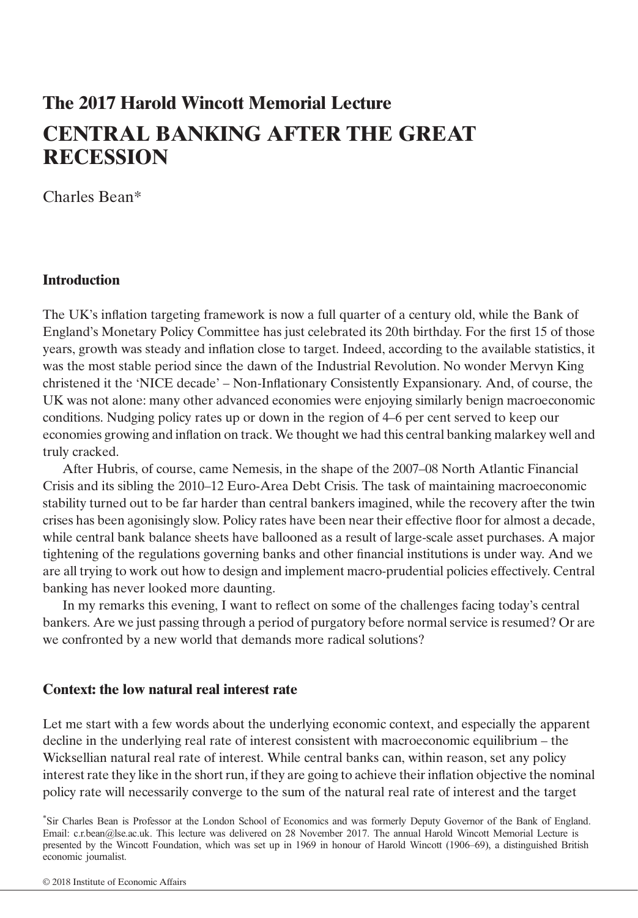## The 2017 Harold Wincott Memorial Lecture

# CENTRAL BANKING AFTER THE GREAT RECESSION

Charles Bean*

### Introduction

The UK's inflation targeting framework is now a full quarter of a century old, while the Bank of England's Monetary Policy Committee has just celebrated its 20th birthday. For the first 15 of those years, growth was steady and inflation close to target. Indeed, according to the available statistics, it was the most stable period since the dawn of the Industrial Revolution. No wonder Mervyn King christened it the 'NICE decade' – Non-Inflationary Consistently Expansionary. And, of course, the UK was not alone: many other advanced economies were enjoying similarly benign macroeconomic conditions. Nudging policy rates up or down in the region of 4–6 per cent served to keep our economies growing and inflation on track. We thought we had this central banking malarkey well and truly cracked.

After Hubris, of course, came Nemesis, in the shape of the 2007–08 North Atlantic Financial Crisis and its sibling the 2010–12 Euro-Area Debt Crisis. The task of maintaining macroeconomic stability turned out to be far harder than central bankers imagined, while the recovery after the twin crises has been agonisingly slow. Policy rates have been near their effective floor for almost a decade, while central bank balance sheets have ballooned as a result of large-scale asset purchases. A major tightening of the regulations governing banks and other financial institutions is under way. And we are all trying to work out how to design and implement macro-prudential policies effectively. Central banking has never looked more daunting.

In my remarks this evening, I want to reflect on some of the challenges facing today's central bankers. Are we just passing through a period of purgatory before normal service is resumed? Or are we confronted by a new world that demands more radical solutions?

### Context: the low natural real interest rate

Let me start with a few words about the underlying economic context, and especially the apparent decline in the underlying real rate of interest consistent with macroeconomic equilibrium – the Wicksellian natural real rate of interest. While central banks can, within reason, set any policy interest rate they like in the short run, if they are going to achieve their inflation objective the nominal policy rate will necessarily converge to the sum of the natural real rate of interest and the target

*Sir Charles Bean is Professor at the London School of Economics and was formerly Deputy Governor of the Bank of England. Email: c.r.bean@lse.ac.uk. This lecture was delivered on 28 November 2017. The annual Harold Wincott Memorial Lecture is presented by the Wincott Foundation, which was set up in 1969 in honour of Harold Wincott (1906–69), a distinguished British economic journalist.

© 2018 Institute of Economic Affairs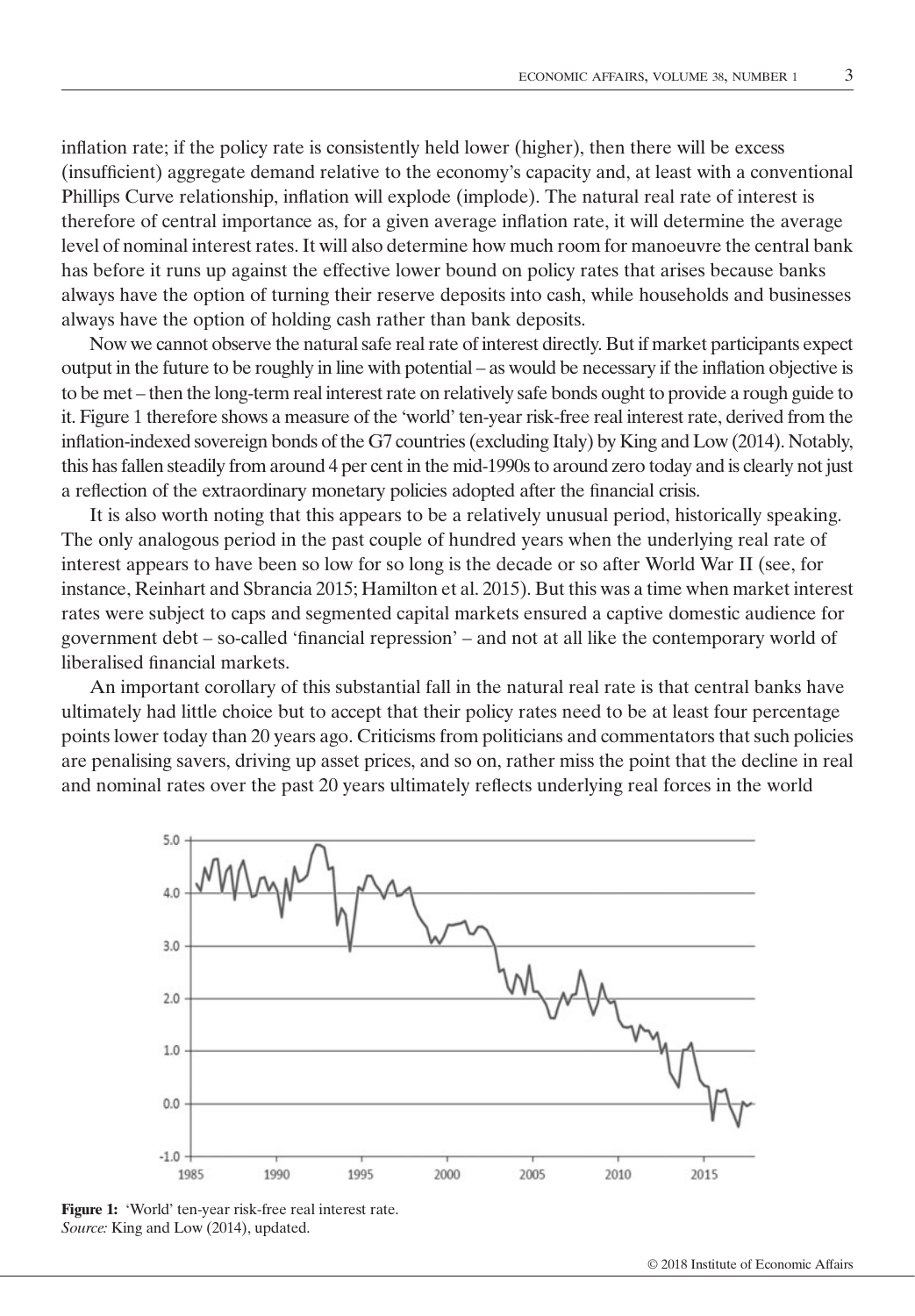inflation rate; if the policy rate is consistently held lower (higher), then there will be excess (insufficient) aggregate demand relative to the economy's capacity and, at least with a conventional Phillips Curve relationship, inflation will explode (implode). The natural real rate of interest is therefore of central importance as, for a given average inflation rate, it will determine the average level of nominal interest rates. It will also determine how much room for manoeuvre the central bank has before it runs up against the effective lower bound on policy rates that arises because banks always have the option of turning their reserve deposits into cash, while households and businesses always have the option of holding cash rather than bank deposits.

Now we cannot observe the natural safe real rate of interest directly. But if market participants expect output in the future to be roughly in line with potential – as would be necessary if the inflation objective is to be met – then the long-term real interest rate on relatively safe bonds ought to provide a rough guide to it. Figure 1 therefore shows a measure of the 'world' ten-year risk-free real interest rate, derived from the inflation-indexed sovereign bonds of the G7 countries (excluding Italy) by King and Low (2014). Notably, this has fallen steadily from around 4 per cent in the mid-1990s to around zero today and is clearly not just a reflection of the extraordinary monetary policies adopted after the financial crisis.

It is also worth noting that this appears to be a relatively unusual period, historically speaking. The only analogous period in the past couple of hundred years when the underlying real rate of interest appears to have been so low for so long is the decade or so after World War II (see, for instance, Reinhart and Sbrancia 2015; Hamilton et al. 2015). But this was a time when market interest rates were subject to caps and segmented capital markets ensured a captive domestic audience for government debt – so-called 'financial repression' – and not at all like the contemporary world of liberalised financial markets.

An important corollary of this substantial fall in the natural real rate is that central banks have ultimately had little choice but to accept that their policy rates need to be at least four percentage points lower today than 20 years ago. Criticisms from politicians and commentators that such policies are penalising savers, driving up asset prices, and so on, rather miss the point that the decline in real and nominal rates over the past 20 years ultimately reflects underlying real forces in the world

**Figure 1:** 'World' ten-year risk-free real interest rate.
*Source:* King and Low (2014), updated.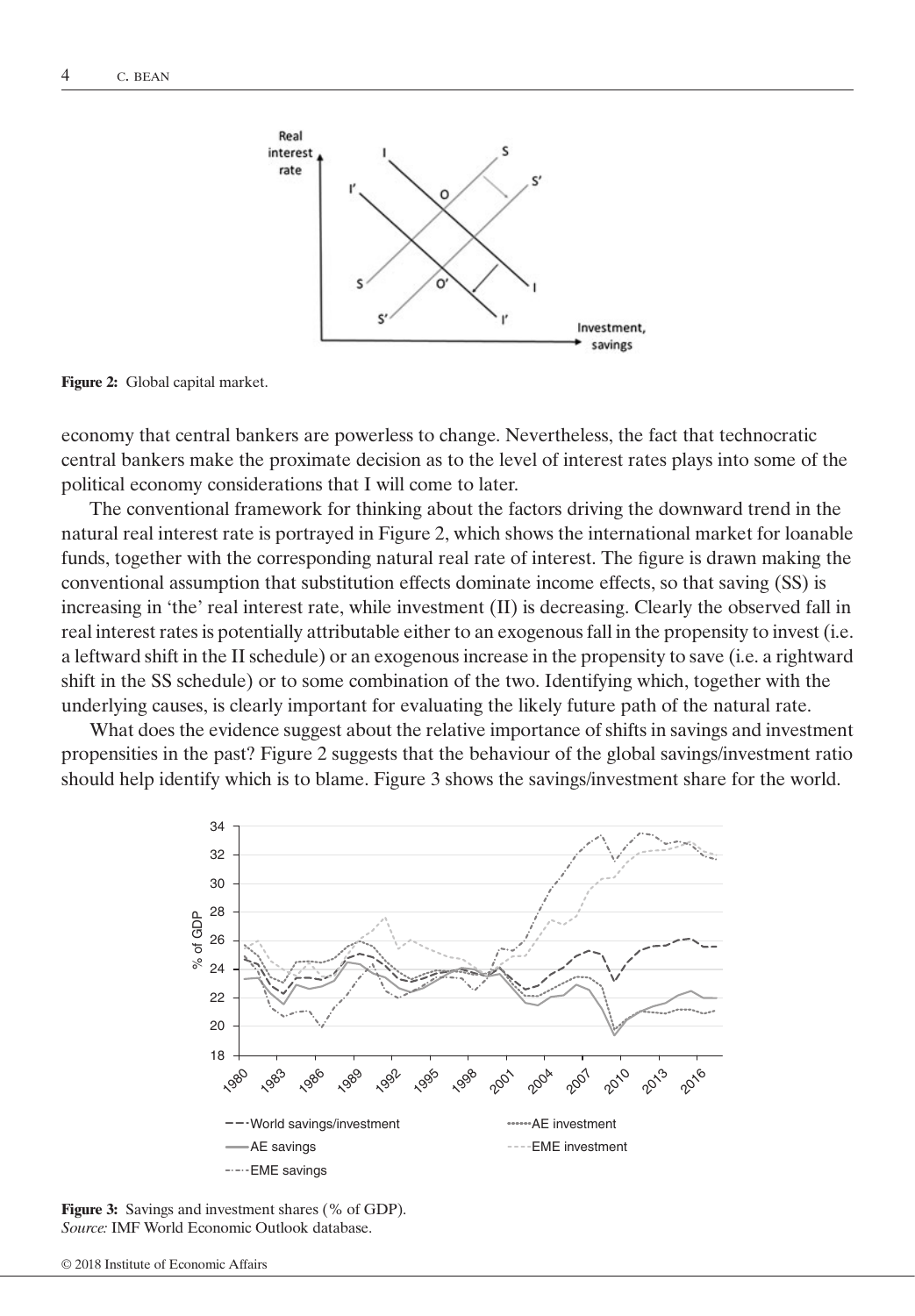Figure 2: Global capital market.

economy that central bankers are powerless to change. Nevertheless, the fact that technocratic central bankers make the proximate decision as to the level of interest rates plays into some of the political economy considerations that I will come to later.

The conventional framework for thinking about the factors driving the downward trend in the natural real interest rate is portrayed in Figure 2, which shows the international market for loanable funds, together with the corresponding natural real rate of interest. The figure is drawn making the conventional assumption that substitution effects dominate income effects, so that saving (SS) is increasing in 'the' real interest rate, while investment (II) is decreasing. Clearly the observed fall in real interest rates is potentially attributable either to an exogenous fall in the propensity to invest (i.e. a leftward shift in the II schedule) or an exogenous increase in the propensity to save (i.e. a rightward shift in the SS schedule) or to some combination of the two. Identifying which, together with the underlying causes, is clearly important for evaluating the likely future path of the natural rate.

What does the evidence suggest about the relative importance of shifts in savings and investment propensities in the past? Figure 2 suggests that the behaviour of the global savings/investment ratio should help identify which is to blame. Figure 3 shows the savings/investment share for the world.

Figure 3: Savings and investment shares (% of GDP).
*Source:* IMF World Economic Outlook database.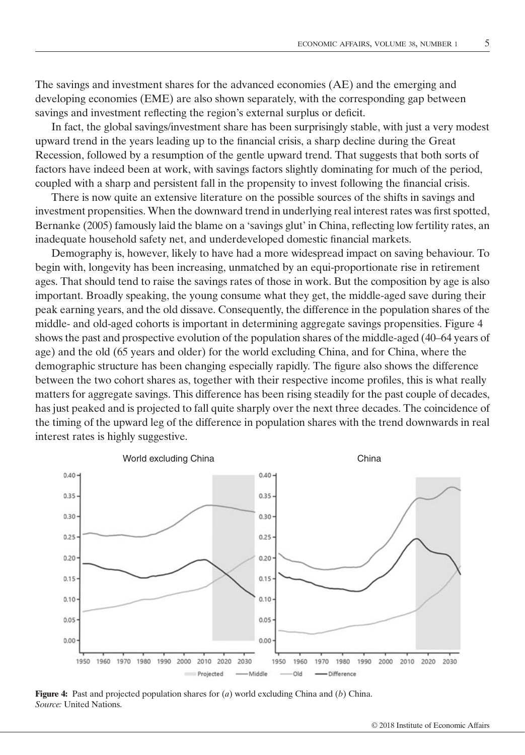The savings and investment shares for the advanced economies (AE) and the emerging and developing economies (EME) are also shown separately, with the corresponding gap between savings and investment reflecting the region's external surplus or deficit.

In fact, the global savings/investment share has been surprisingly stable, with just a very modest upward trend in the years leading up to the financial crisis, a sharp decline during the Great Recession, followed by a resumption of the gentle upward trend. That suggests that both sorts of factors have indeed been at work, with savings factors slightly dominating for much of the period, coupled with a sharp and persistent fall in the propensity to invest following the financial crisis.

There is now quite an extensive literature on the possible sources of the shifts in savings and investment propensities. When the downward trend in underlying real interest rates was first spotted, Bernanke (2005) famously laid the blame on a 'savings glut' in China, reflecting low fertility rates, an inadequate household safety net, and underdeveloped domestic financial markets.

Demography is, however, likely to have had a more widespread impact on saving behaviour. To begin with, longevity has been increasing, unmatched by an equi-proportionate rise in retirement ages. That should tend to raise the savings rates of those in work. But the composition by age is also important. Broadly speaking, the young consume what they get, the middle-aged save during their peak earning years, and the old dissave. Consequently, the difference in the population shares of the middle- and old-aged cohorts is important in determining aggregate savings propensities. Figure 4 shows the past and prospective evolution of the population shares of the middle-aged (40–64 years of age) and the old (65 years and older) for the world excluding China, and for China, where the demographic structure has been changing especially rapidly. The figure also shows the difference between the two cohort shares as, together with their respective income profiles, this is what really matters for aggregate savings. This difference has been rising steadily for the past couple of decades, has just peaked and is projected to fall quite sharply over the next three decades. The coincidence of the timing of the upward leg of the difference in population shares with the trend downwards in real interest rates is highly suggestive.

**Figure 4:** Past and projected population shares for (*a*) world excluding China and (*b*) China.
*Source:* United Nations.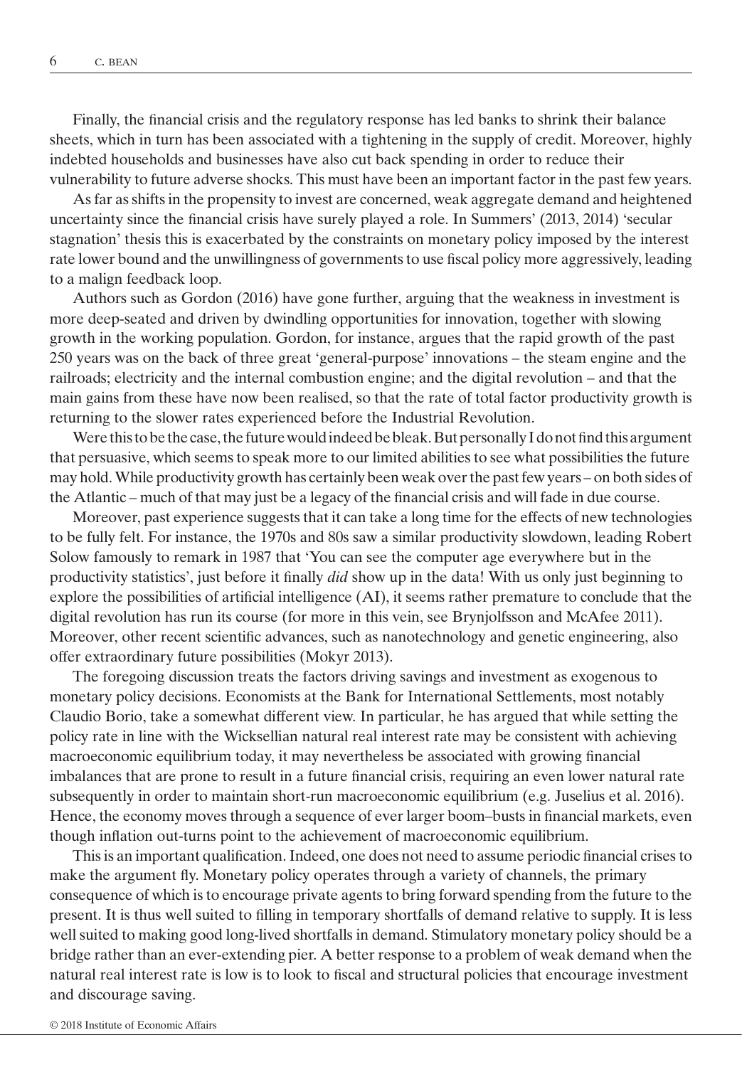Finally, the financial crisis and the regulatory response has led banks to shrink their balance sheets, which in turn has been associated with a tightening in the supply of credit. Moreover, highly indebted households and businesses have also cut back spending in order to reduce their vulnerability to future adverse shocks. This must have been an important factor in the past few years.

As far as shifts in the propensity to invest are concerned, weak aggregate demand and heightened uncertainty since the financial crisis have surely played a role. In Summers' (2013, 2014) 'secular stagnation' thesis this is exacerbated by the constraints on monetary policy imposed by the interest rate lower bound and the unwillingness of governments to use fiscal policy more aggressively, leading to a malign feedback loop.

Authors such as Gordon (2016) have gone further, arguing that the weakness in investment is more deep-seated and driven by dwindling opportunities for innovation, together with slowing growth in the working population. Gordon, for instance, argues that the rapid growth of the past 250 years was on the back of three great 'general-purpose' innovations – the steam engine and the railroads; electricity and the internal combustion engine; and the digital revolution – and that the main gains from these have now been realised, so that the rate of total factor productivity growth is returning to the slower rates experienced before the Industrial Revolution.

Were this to be the case, the future would indeed be bleak. But personally I do not find this argument that persuasive, which seems to speak more to our limited abilities to see what possibilities the future may hold. While productivity growth has certainly been weak over the past few years – on both sides of the Atlantic – much of that may just be a legacy of the financial crisis and will fade in due course.

Moreover, past experience suggests that it can take a long time for the effects of new technologies to be fully felt. For instance, the 1970s and 80s saw a similar productivity slowdown, leading Robert Solow famously to remark in 1987 that 'You can see the computer age everywhere but in the productivity statistics', just before it finally *did* show up in the data! With us only just beginning to explore the possibilities of artificial intelligence (AI), it seems rather premature to conclude that the digital revolution has run its course (for more in this vein, see Brynjolfsson and McAfee 2011). Moreover, other recent scientific advances, such as nanotechnology and genetic engineering, also offer extraordinary future possibilities (Mokyr 2013).

The foregoing discussion treats the factors driving savings and investment as exogenous to monetary policy decisions. Economists at the Bank for International Settlements, most notably Claudio Borio, take a somewhat different view. In particular, he has argued that while setting the policy rate in line with the Wicksellian natural real interest rate may be consistent with achieving macroeconomic equilibrium today, it may nevertheless be associated with growing financial imbalances that are prone to result in a future financial crisis, requiring an even lower natural rate subsequently in order to maintain short-run macroeconomic equilibrium (e.g. Juselius et al. 2016). Hence, the economy moves through a sequence of ever larger boom–busts in financial markets, even though inflation out-turns point to the achievement of macroeconomic equilibrium.

This is an important qualification. Indeed, one does not need to assume periodic financial crises to make the argument fly. Monetary policy operates through a variety of channels, the primary consequence of which is to encourage private agents to bring forward spending from the future to the present. It is thus well suited to filling in temporary shortfalls of demand relative to supply. It is less well suited to making good long-lived shortfalls in demand. Stimulatory monetary policy should be a bridge rather than an ever-extending pier. A better response to a problem of weak demand when the natural real interest rate is low is to look to fiscal and structural policies that encourage investment and discourage saving.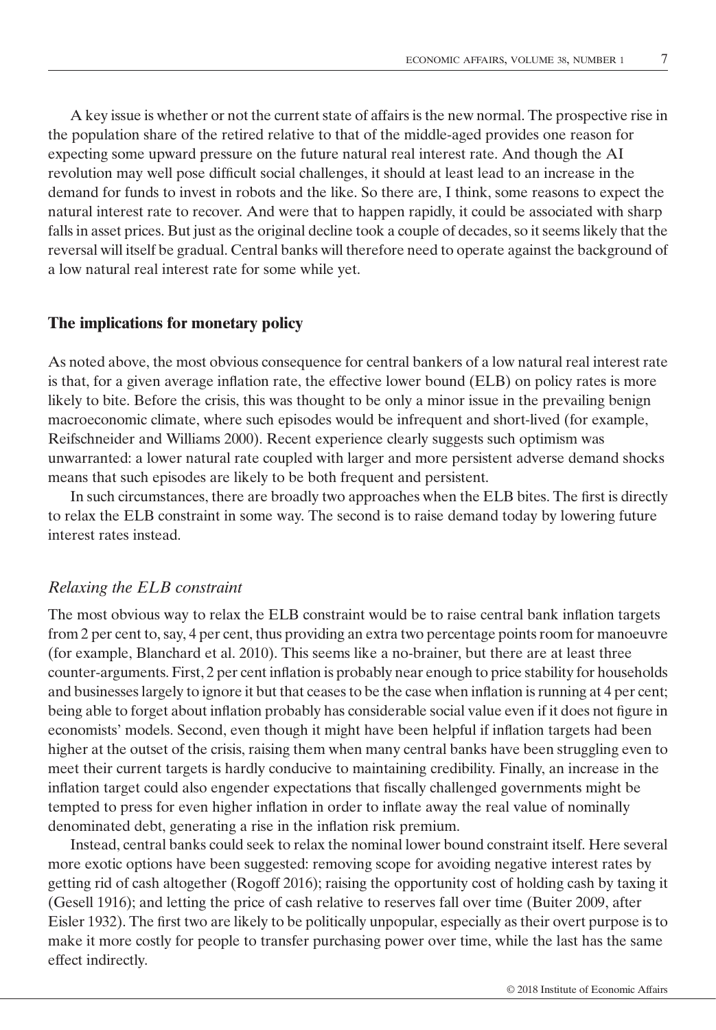A key issue is whether or not the current state of affairs is the new normal. The prospective rise in the population share of the retired relative to that of the middle-aged provides one reason for expecting some upward pressure on the future natural real interest rate. And though the AI revolution may well pose difficult social challenges, it should at least lead to an increase in the demand for funds to invest in robots and the like. So there are, I think, some reasons to expect the natural interest rate to recover. And were that to happen rapidly, it could be associated with sharp falls in asset prices. But just as the original decline took a couple of decades, so it seems likely that the reversal will itself be gradual. Central banks will therefore need to operate against the background of a low natural real interest rate for some while yet.

## The implications for monetary policy

As noted above, the most obvious consequence for central bankers of a low natural real interest rate is that, for a given average inflation rate, the effective lower bound (ELB) on policy rates is more likely to bite. Before the crisis, this was thought to be only a minor issue in the prevailing benign macroeconomic climate, where such episodes would be infrequent and short-lived (for example, Reifschneider and Williams 2000). Recent experience clearly suggests such optimism was unwarranted: a lower natural rate coupled with larger and more persistent adverse demand shocks means that such episodes are likely to be both frequent and persistent.

In such circumstances, there are broadly two approaches when the ELB bites. The first is directly to relax the ELB constraint in some way. The second is to raise demand today by lowering future interest rates instead.

### *Relaxing the ELB constraint*

The most obvious way to relax the ELB constraint would be to raise central bank inflation targets from 2 per cent to, say, 4 per cent, thus providing an extra two percentage points room for manoeuvre (for example, Blanchard et al. 2010). This seems like a no-brainer, but there are at least three counter-arguments. First, 2 per cent inflation is probably near enough to price stability for households and businesses largely to ignore it but that ceases to be the case when inflation is running at 4 per cent; being able to forget about inflation probably has considerable social value even if it does not figure in economists' models. Second, even though it might have been helpful if inflation targets had been higher at the outset of the crisis, raising them when many central banks have been struggling even to meet their current targets is hardly conducive to maintaining credibility. Finally, an increase in the inflation target could also engender expectations that fiscally challenged governments might be tempted to press for even higher inflation in order to inflate away the real value of nominally denominated debt, generating a rise in the inflation risk premium.

Instead, central banks could seek to relax the nominal lower bound constraint itself. Here several more exotic options have been suggested: removing scope for avoiding negative interest rates by getting rid of cash altogether (Rogoff 2016); raising the opportunity cost of holding cash by taxing it (Gesell 1916); and letting the price of cash relative to reserves fall over time (Buiter 2009, after Eisler 1932). The first two are likely to be politically unpopular, especially as their overt purpose is to make it more costly for people to transfer purchasing power over time, while the last has the same effect indirectly.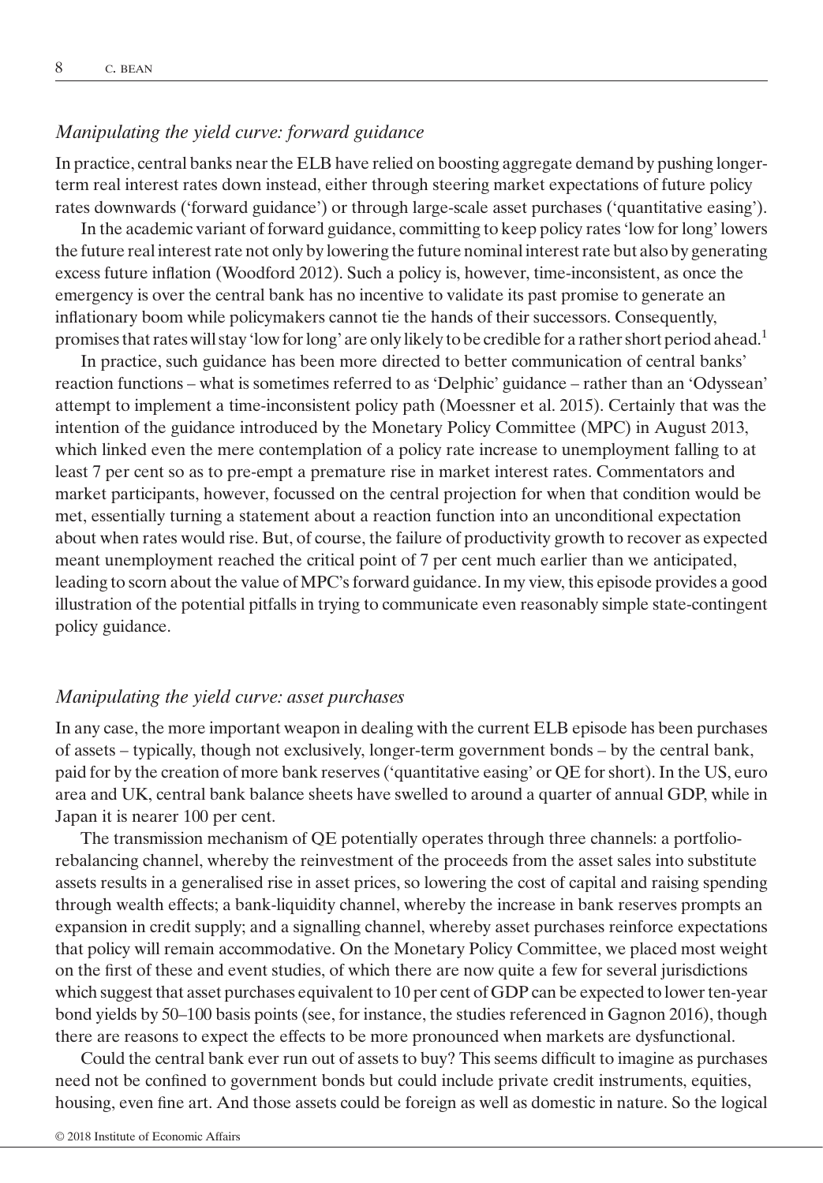### *Manipulating the yield curve: forward guidance*

In practice, central banks near the ELB have relied on boosting aggregate demand by pushing longer-term real interest rates down instead, either through steering market expectations of future policy rates downwards ('forward guidance') or through large-scale asset purchases ('quantitative easing').

In the academic variant of forward guidance, committing to keep policy rates 'low for long' lowers the future real interest rate not only by lowering the future nominal interest rate but also by generating excess future inflation (Woodford 2012). Such a policy is, however, time-inconsistent, as once the emergency is over the central bank has no incentive to validate its past promise to generate an inflationary boom while policymakers cannot tie the hands of their successors. Consequently, promises that rates will stay 'low for long' are only likely to be credible for a rather short period ahead.[1]

In practice, such guidance has been more directed to better communication of central banks' reaction functions – what is sometimes referred to as 'Delphic' guidance – rather than an 'Odyssean' attempt to implement a time-inconsistent policy path (Moessner et al. 2015). Certainly that was the intention of the guidance introduced by the Monetary Policy Committee (MPC) in August 2013, which linked even the mere contemplation of a policy rate increase to unemployment falling to at least 7 per cent so as to pre-empt a premature rise in market interest rates. Commentators and market participants, however, focussed on the central projection for when that condition would be met, essentially turning a statement about a reaction function into an unconditional expectation about when rates would rise. But, of course, the failure of productivity growth to recover as expected meant unemployment reached the critical point of 7 per cent much earlier than we anticipated, leading to scorn about the value of MPC's forward guidance. In my view, this episode provides a good illustration of the potential pitfalls in trying to communicate even reasonably simple state-contingent policy guidance.

### *Manipulating the yield curve: asset purchases*

In any case, the more important weapon in dealing with the current ELB episode has been purchases of assets – typically, though not exclusively, longer-term government bonds – by the central bank, paid for by the creation of more bank reserves ('quantitative easing' or QE for short). In the US, euro area and UK, central bank balance sheets have swelled to around a quarter of annual GDP, while in Japan it is nearer 100 per cent.

The transmission mechanism of QE potentially operates through three channels: a portfolio-rebalancing channel, whereby the reinvestment of the proceeds from the asset sales into substitute assets results in a generalised rise in asset prices, so lowering the cost of capital and raising spending through wealth effects; a bank-liquidity channel, whereby the increase in bank reserves prompts an expansion in credit supply; and a signalling channel, whereby asset purchases reinforce expectations that policy will remain accommodative. On the Monetary Policy Committee, we placed most weight on the first of these and event studies, of which there are now quite a few for several jurisdictions which suggest that asset purchases equivalent to 10 per cent of GDP can be expected to lower ten-year bond yields by 50–100 basis points (see, for instance, the studies referenced in Gagnon 2016), though there are reasons to expect the effects to be more pronounced when markets are dysfunctional.

Could the central bank ever run out of assets to buy? This seems difficult to imagine as purchases need not be confined to government bonds but could include private credit instruments, equities, housing, even fine art. And those assets could be foreign as well as domestic in nature. So the logical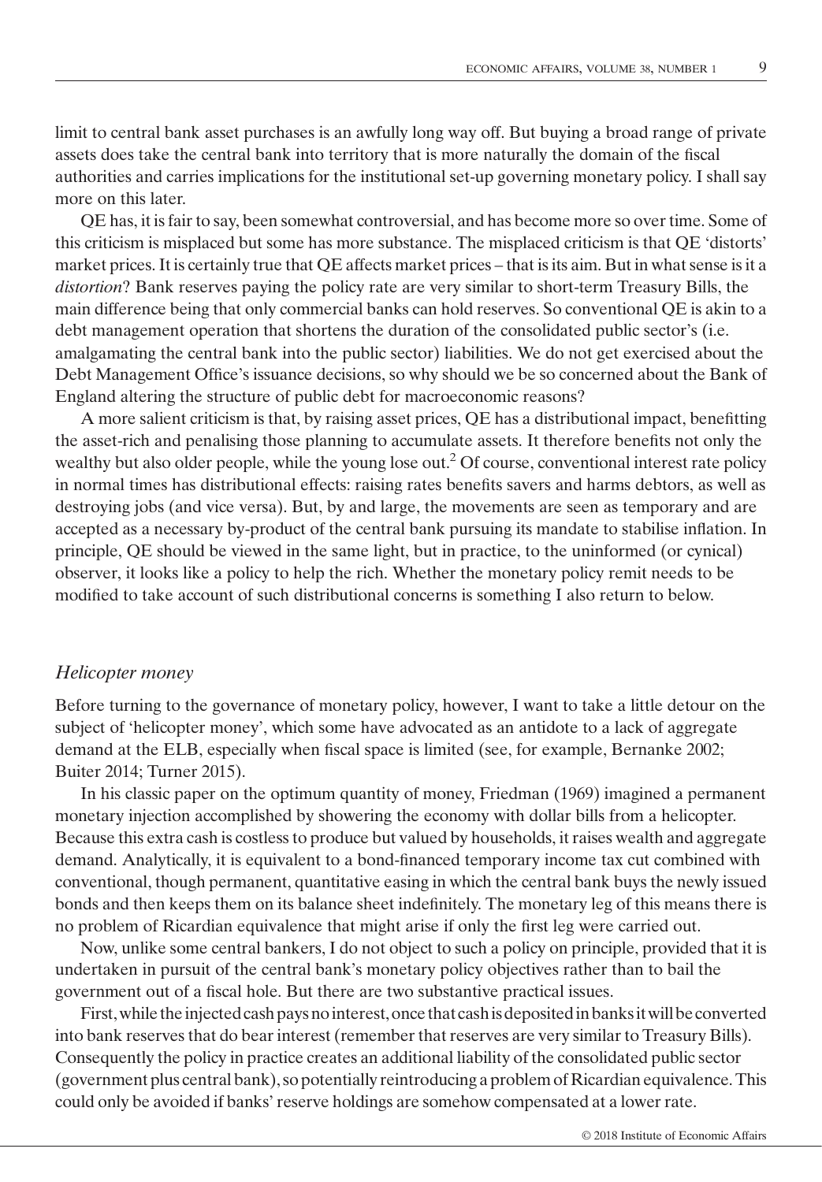limit to central bank asset purchases is an awfully long way off. But buying a broad range of private assets does take the central bank into territory that is more naturally the domain of the fiscal authorities and carries implications for the institutional set-up governing monetary policy. I shall say more on this later.

QE has, it is fair to say, been somewhat controversial, and has become more so over time. Some of this criticism is misplaced but some has more substance. The misplaced criticism is that QE 'distorts' market prices. It is certainly true that QE affects market prices – that is its aim. But in what sense is it a *distortion*? Bank reserves paying the policy rate are very similar to short-term Treasury Bills, the main difference being that only commercial banks can hold reserves. So conventional QE is akin to a debt management operation that shortens the duration of the consolidated public sector's (i.e. amalgamating the central bank into the public sector) liabilities. We do not get exercised about the Debt Management Office's issuance decisions, so why should we be so concerned about the Bank of England altering the structure of public debt for macroeconomic reasons?

A more salient criticism is that, by raising asset prices, QE has a distributional impact, benefitting the asset-rich and penalising those planning to accumulate assets. It therefore benefits not only the wealthy but also older people, while the young lose out.[2] Of course, conventional interest rate policy in normal times has distributional effects: raising rates benefits savers and harms debtors, as well as destroying jobs (and vice versa). But, by and large, the movements are seen as temporary and are accepted as a necessary by-product of the central bank pursuing its mandate to stabilise inflation. In principle, QE should be viewed in the same light, but in practice, to the uninformed (or cynical) observer, it looks like a policy to help the rich. Whether the monetary policy remit needs to be modified to take account of such distributional concerns is something I also return to below.

### *Helicopter money*

Before turning to the governance of monetary policy, however, I want to take a little detour on the subject of 'helicopter money', which some have advocated as an antidote to a lack of aggregate demand at the ELB, especially when fiscal space is limited (see, for example, Bernanke 2002; Buiter 2014; Turner 2015).

In his classic paper on the optimum quantity of money, Friedman (1969) imagined a permanent monetary injection accomplished by showering the economy with dollar bills from a helicopter. Because this extra cash is costless to produce but valued by households, it raises wealth and aggregate demand. Analytically, it is equivalent to a bond-financed temporary income tax cut combined with conventional, though permanent, quantitative easing in which the central bank buys the newly issued bonds and then keeps them on its balance sheet indefinitely. The monetary leg of this means there is no problem of Ricardian equivalence that might arise if only the first leg were carried out.

Now, unlike some central bankers, I do not object to such a policy on principle, provided that it is undertaken in pursuit of the central bank's monetary policy objectives rather than to bail the government out of a fiscal hole. But there are two substantive practical issues.

First, while the injected cash pays no interest, once that cash is deposited in banks it will be converted into bank reserves that do bear interest (remember that reserves are very similar to Treasury Bills). Consequently the policy in practice creates an additional liability of the consolidated public sector (government plus central bank), so potentially reintroducing a problem of Ricardian equivalence. This could only be avoided if banks' reserve holdings are somehow compensated at a lower rate.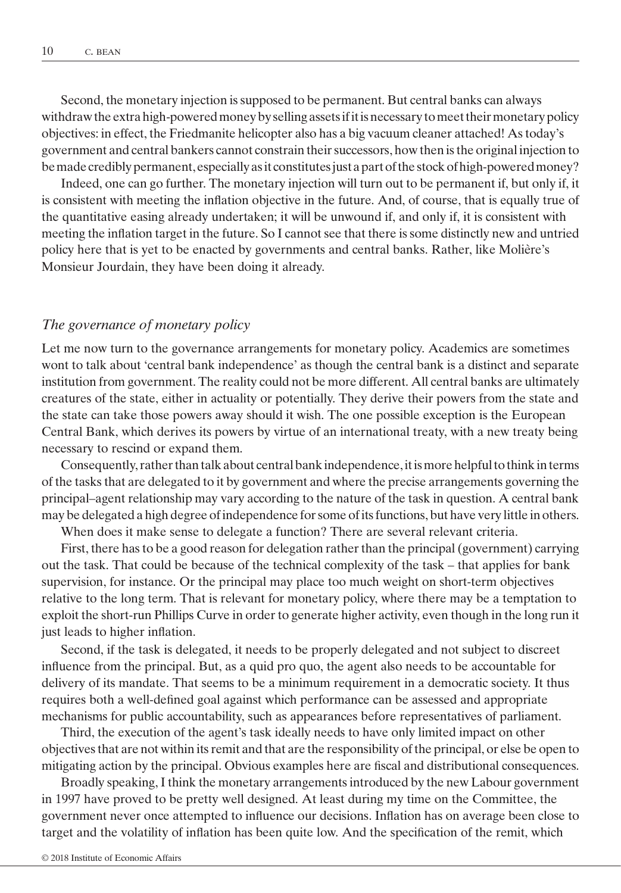Second, the monetary injection is supposed to be permanent. But central banks can always withdraw the extra high-powered money by selling assets if it is necessary to meet their monetary policy objectives: in effect, the Friedmanite helicopter also has a big vacuum cleaner attached! As today's government and central bankers cannot constrain their successors, how then is the original injection to be made credibly permanent, especially as it constitutes just a part of the stock of high-powered money?

Indeed, one can go further. The monetary injection will turn out to be permanent if, but only if, it is consistent with meeting the inflation objective in the future. And, of course, that is equally true of the quantitative easing already undertaken; it will be unwound if, and only if, it is consistent with meeting the inflation target in the future. So I cannot see that there is some distinctly new and untried policy here that is yet to be enacted by governments and central banks. Rather, like Molière's Monsieur Jourdain, they have been doing it already.

### *The governance of monetary policy*

Let me now turn to the governance arrangements for monetary policy. Academics are sometimes wont to talk about 'central bank independence' as though the central bank is a distinct and separate institution from government. The reality could not be more different. All central banks are ultimately creatures of the state, either in actuality or potentially. They derive their powers from the state and the state can take those powers away should it wish. The one possible exception is the European Central Bank, which derives its powers by virtue of an international treaty, with a new treaty being necessary to rescind or expand them.

Consequently, rather than talk about central bank independence, it is more helpful to think in terms of the tasks that are delegated to it by government and where the precise arrangements governing the principal–agent relationship may vary according to the nature of the task in question. A central bank may be delegated a high degree of independence for some of its functions, but have very little in others.

When does it make sense to delegate a function? There are several relevant criteria.

First, there has to be a good reason for delegation rather than the principal (government) carrying out the task. That could be because of the technical complexity of the task – that applies for bank supervision, for instance. Or the principal may place too much weight on short-term objectives relative to the long term. That is relevant for monetary policy, where there may be a temptation to exploit the short-run Phillips Curve in order to generate higher activity, even though in the long run it just leads to higher inflation.

Second, if the task is delegated, it needs to be properly delegated and not subject to discreet influence from the principal. But, as a quid pro quo, the agent also needs to be accountable for delivery of its mandate. That seems to be a minimum requirement in a democratic society. It thus requires both a well-defined goal against which performance can be assessed and appropriate mechanisms for public accountability, such as appearances before representatives of parliament.

Third, the execution of the agent's task ideally needs to have only limited impact on other objectives that are not within its remit and that are the responsibility of the principal, or else be open to mitigating action by the principal. Obvious examples here are fiscal and distributional consequences.

Broadly speaking, I think the monetary arrangements introduced by the new Labour government in 1997 have proved to be pretty well designed. At least during my time on the Committee, the government never once attempted to influence our decisions. Inflation has on average been close to target and the volatility of inflation has been quite low. And the specification of the remit, which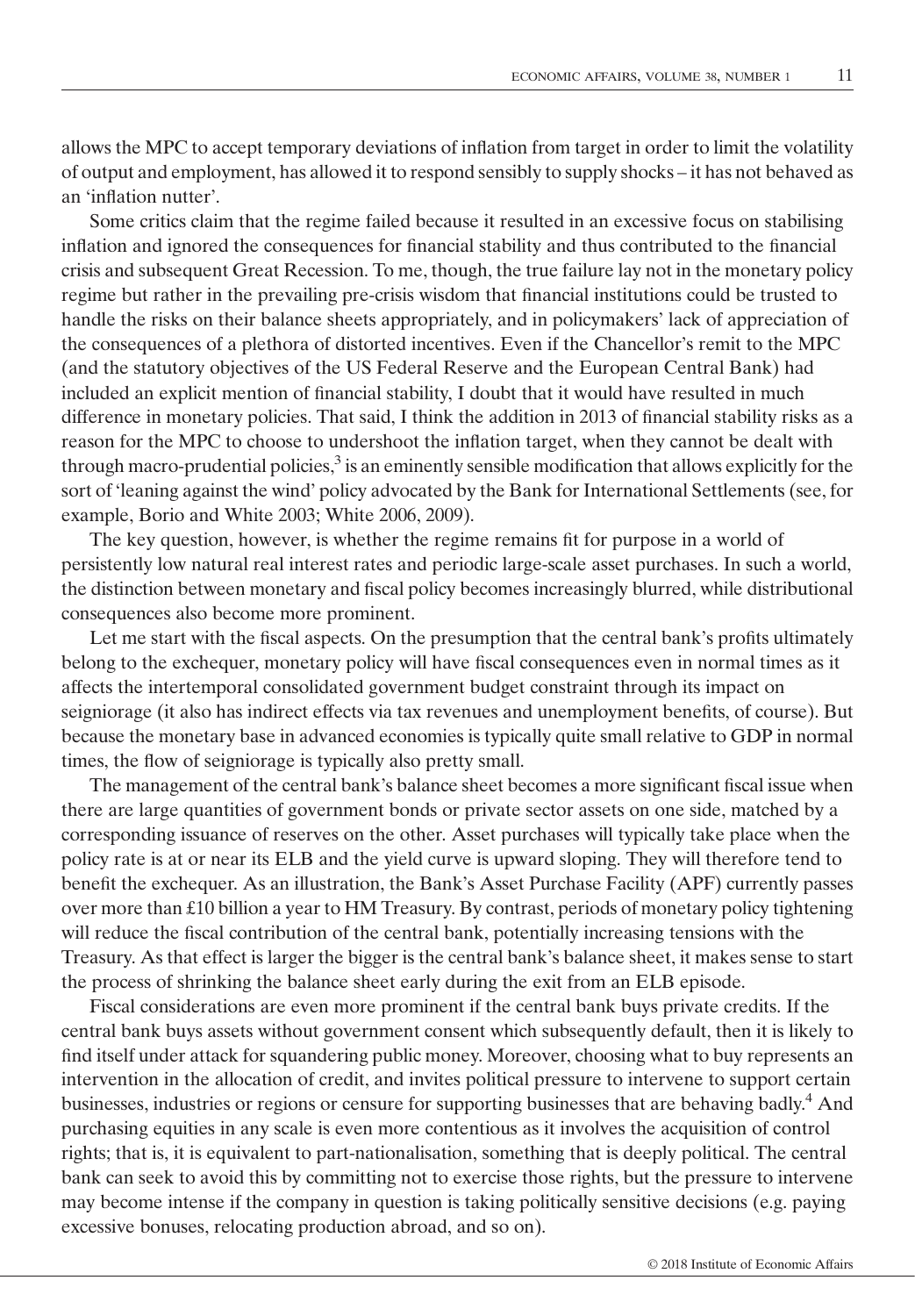allows the MPC to accept temporary deviations of inflation from target in order to limit the volatility of output and employment, has allowed it to respond sensibly to supply shocks – it has not behaved as an 'inflation nutter'.

Some critics claim that the regime failed because it resulted in an excessive focus on stabilising inflation and ignored the consequences for financial stability and thus contributed to the financial crisis and subsequent Great Recession. To me, though, the true failure lay not in the monetary policy regime but rather in the prevailing pre-crisis wisdom that financial institutions could be trusted to handle the risks on their balance sheets appropriately, and in policymakers' lack of appreciation of the consequences of a plethora of distorted incentives. Even if the Chancellor's remit to the MPC (and the statutory objectives of the US Federal Reserve and the European Central Bank) had included an explicit mention of financial stability, I doubt that it would have resulted in much difference in monetary policies. That said, I think the addition in 2013 of financial stability risks as a reason for the MPC to choose to undershoot the inflation target, when they cannot be dealt with through macro-prudential policies,[3] is an eminently sensible modification that allows explicitly for the sort of 'leaning against the wind' policy advocated by the Bank for International Settlements (see, for example, Borio and White 2003; White 2006, 2009).

The key question, however, is whether the regime remains fit for purpose in a world of persistently low natural real interest rates and periodic large-scale asset purchases. In such a world, the distinction between monetary and fiscal policy becomes increasingly blurred, while distributional consequences also become more prominent.

Let me start with the fiscal aspects. On the presumption that the central bank's profits ultimately belong to the exchequer, monetary policy will have fiscal consequences even in normal times as it affects the intertemporal consolidated government budget constraint through its impact on seigniorage (it also has indirect effects via tax revenues and unemployment benefits, of course). But because the monetary base in advanced economies is typically quite small relative to GDP in normal times, the flow of seigniorage is typically also pretty small.

The management of the central bank's balance sheet becomes a more significant fiscal issue when there are large quantities of government bonds or private sector assets on one side, matched by a corresponding issuance of reserves on the other. Asset purchases will typically take place when the policy rate is at or near its ELB and the yield curve is upward sloping. They will therefore tend to benefit the exchequer. As an illustration, the Bank's Asset Purchase Facility (APF) currently passes over more than £10 billion a year to HM Treasury. By contrast, periods of monetary policy tightening will reduce the fiscal contribution of the central bank, potentially increasing tensions with the Treasury. As that effect is larger the bigger is the central bank's balance sheet, it makes sense to start the process of shrinking the balance sheet early during the exit from an ELB episode.

Fiscal considerations are even more prominent if the central bank buys private credits. If the central bank buys assets without government consent which subsequently default, then it is likely to find itself under attack for squandering public money. Moreover, choosing what to buy represents an intervention in the allocation of credit, and invites political pressure to intervene to support certain businesses, industries or regions or censure for supporting businesses that are behaving badly.[4] And purchasing equities in any scale is even more contentious as it involves the acquisition of control rights; that is, it is equivalent to part-nationalisation, something that is deeply political. The central bank can seek to avoid this by committing not to exercise those rights, but the pressure to intervene may become intense if the company in question is taking politically sensitive decisions (e.g. paying excessive bonuses, relocating production abroad, and so on).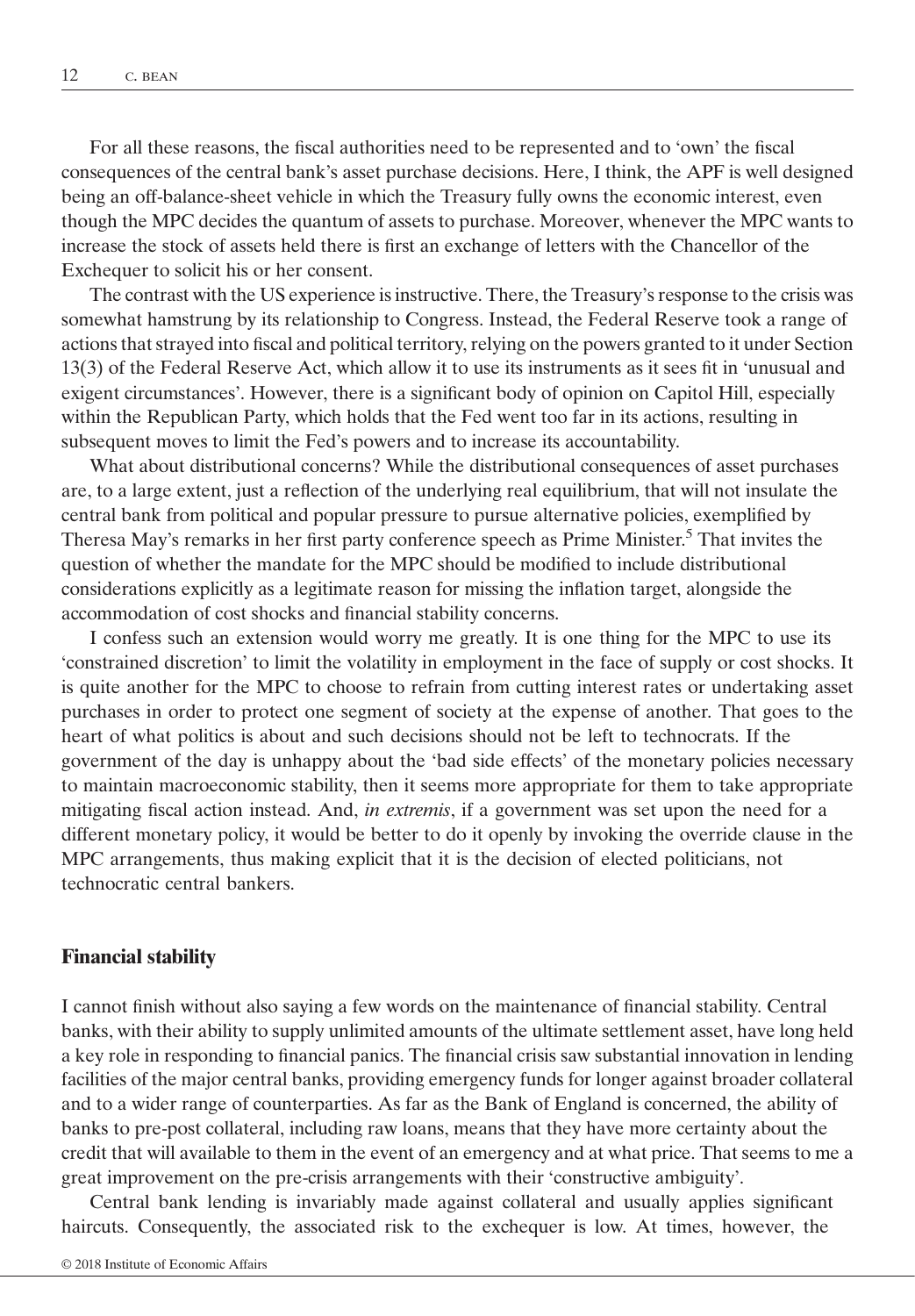For all these reasons, the fiscal authorities need to be represented and to 'own' the fiscal consequences of the central bank's asset purchase decisions. Here, I think, the APF is well designed being an off-balance-sheet vehicle in which the Treasury fully owns the economic interest, even though the MPC decides the quantum of assets to purchase. Moreover, whenever the MPC wants to increase the stock of assets held there is first an exchange of letters with the Chancellor of the Exchequer to solicit his or her consent.

The contrast with the US experience is instructive. There, the Treasury's response to the crisis was somewhat hamstrung by its relationship to Congress. Instead, the Federal Reserve took a range of actions that strayed into fiscal and political territory, relying on the powers granted to it under Section 13(3) of the Federal Reserve Act, which allow it to use its instruments as it sees fit in 'unusual and exigent circumstances'. However, there is a significant body of opinion on Capitol Hill, especially within the Republican Party, which holds that the Fed went too far in its actions, resulting in subsequent moves to limit the Fed's powers and to increase its accountability.

What about distributional concerns? While the distributional consequences of asset purchases are, to a large extent, just a reflection of the underlying real equilibrium, that will not insulate the central bank from political and popular pressure to pursue alternative policies, exemplified by Theresa May's remarks in her first party conference speech as Prime Minister.[5] That invites the question of whether the mandate for the MPC should be modified to include distributional considerations explicitly as a legitimate reason for missing the inflation target, alongside the accommodation of cost shocks and financial stability concerns.

I confess such an extension would worry me greatly. It is one thing for the MPC to use its 'constrained discretion' to limit the volatility in employment in the face of supply or cost shocks. It is quite another for the MPC to choose to refrain from cutting interest rates or undertaking asset purchases in order to protect one segment of society at the expense of another. That goes to the heart of what politics is about and such decisions should not be left to technocrats. If the government of the day is unhappy about the 'bad side effects' of the monetary policies necessary to maintain macroeconomic stability, then it seems more appropriate for them to take appropriate mitigating fiscal action instead. And, *in extremis*, if a government was set upon the need for a different monetary policy, it would be better to do it openly by invoking the override clause in the MPC arrangements, thus making explicit that it is the decision of elected politicians, not technocratic central bankers.

## Financial stability

I cannot finish without also saying a few words on the maintenance of financial stability. Central banks, with their ability to supply unlimited amounts of the ultimate settlement asset, have long held a key role in responding to financial panics. The financial crisis saw substantial innovation in lending facilities of the major central banks, providing emergency funds for longer against broader collateral and to a wider range of counterparties. As far as the Bank of England is concerned, the ability of banks to pre-post collateral, including raw loans, means that they have more certainty about the credit that will available to them in the event of an emergency and at what price. That seems to me a great improvement on the pre-crisis arrangements with their 'constructive ambiguity'.

Central bank lending is invariably made against collateral and usually applies significant haircuts. Consequently, the associated risk to the exchequer is low. At times, however, the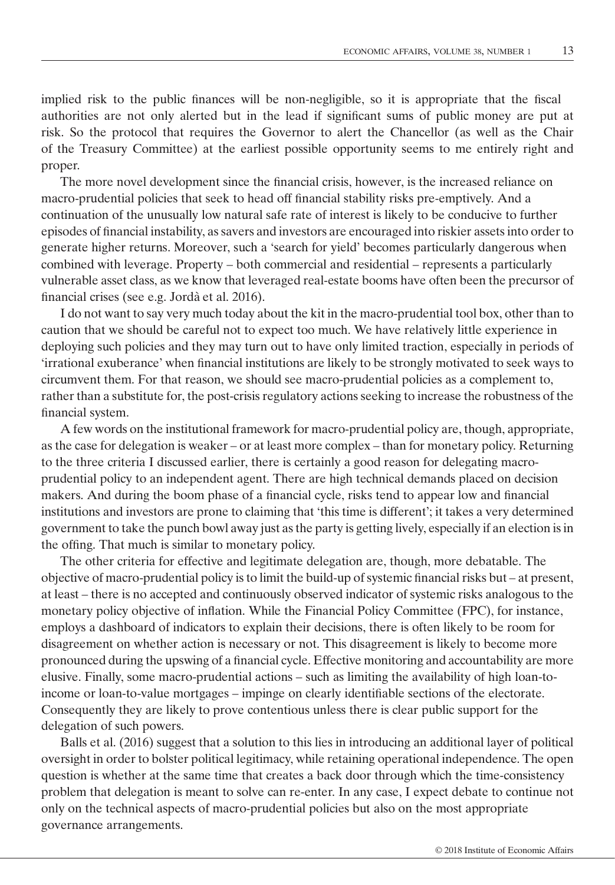implied risk to the public finances will be non-negligible, so it is appropriate that the fiscal authorities are not only alerted but in the lead if significant sums of public money are put at risk. So the protocol that requires the Governor to alert the Chancellor (as well as the Chair of the Treasury Committee) at the earliest possible opportunity seems to me entirely right and proper.

The more novel development since the financial crisis, however, is the increased reliance on macro-prudential policies that seek to head off financial stability risks pre-emptively. And a continuation of the unusually low natural safe rate of interest is likely to be conducive to further episodes of financial instability, as savers and investors are encouraged into riskier assets into order to generate higher returns. Moreover, such a 'search for yield' becomes particularly dangerous when combined with leverage. Property – both commercial and residential – represents a particularly vulnerable asset class, as we know that leveraged real-estate booms have often been the precursor of financial crises (see e.g. Jordà et al. 2016).

I do not want to say very much today about the kit in the macro-prudential tool box, other than to caution that we should be careful not to expect too much. We have relatively little experience in deploying such policies and they may turn out to have only limited traction, especially in periods of 'irrational exuberance' when financial institutions are likely to be strongly motivated to seek ways to circumvent them. For that reason, we should see macro-prudential policies as a complement to, rather than a substitute for, the post-crisis regulatory actions seeking to increase the robustness of the financial system.

A few words on the institutional framework for macro-prudential policy are, though, appropriate, as the case for delegation is weaker – or at least more complex – than for monetary policy. Returning to the three criteria I discussed earlier, there is certainly a good reason for delegating macro-prudential policy to an independent agent. There are high technical demands placed on decision makers. And during the boom phase of a financial cycle, risks tend to appear low and financial institutions and investors are prone to claiming that 'this time is different'; it takes a very determined government to take the punch bowl away just as the party is getting lively, especially if an election is in the offing. That much is similar to monetary policy.

The other criteria for effective and legitimate delegation are, though, more debatable. The objective of macro-prudential policy is to limit the build-up of systemic financial risks but – at present, at least – there is no accepted and continuously observed indicator of systemic risks analogous to the monetary policy objective of inflation. While the Financial Policy Committee (FPC), for instance, employs a dashboard of indicators to explain their decisions, there is often likely to be room for disagreement on whether action is necessary or not. This disagreement is likely to become more pronounced during the upswing of a financial cycle. Effective monitoring and accountability are more elusive. Finally, some macro-prudential actions – such as limiting the availability of high loan-to-income or loan-to-value mortgages – impinge on clearly identifiable sections of the electorate. Consequently they are likely to prove contentious unless there is clear public support for the delegation of such powers.

Balls et al. (2016) suggest that a solution to this lies in introducing an additional layer of political oversight in order to bolster political legitimacy, while retaining operational independence. The open question is whether at the same time that creates a back door through which the time-consistency problem that delegation is meant to solve can re-enter. In any case, I expect debate to continue not only on the technical aspects of macro-prudential policies but also on the most appropriate governance arrangements.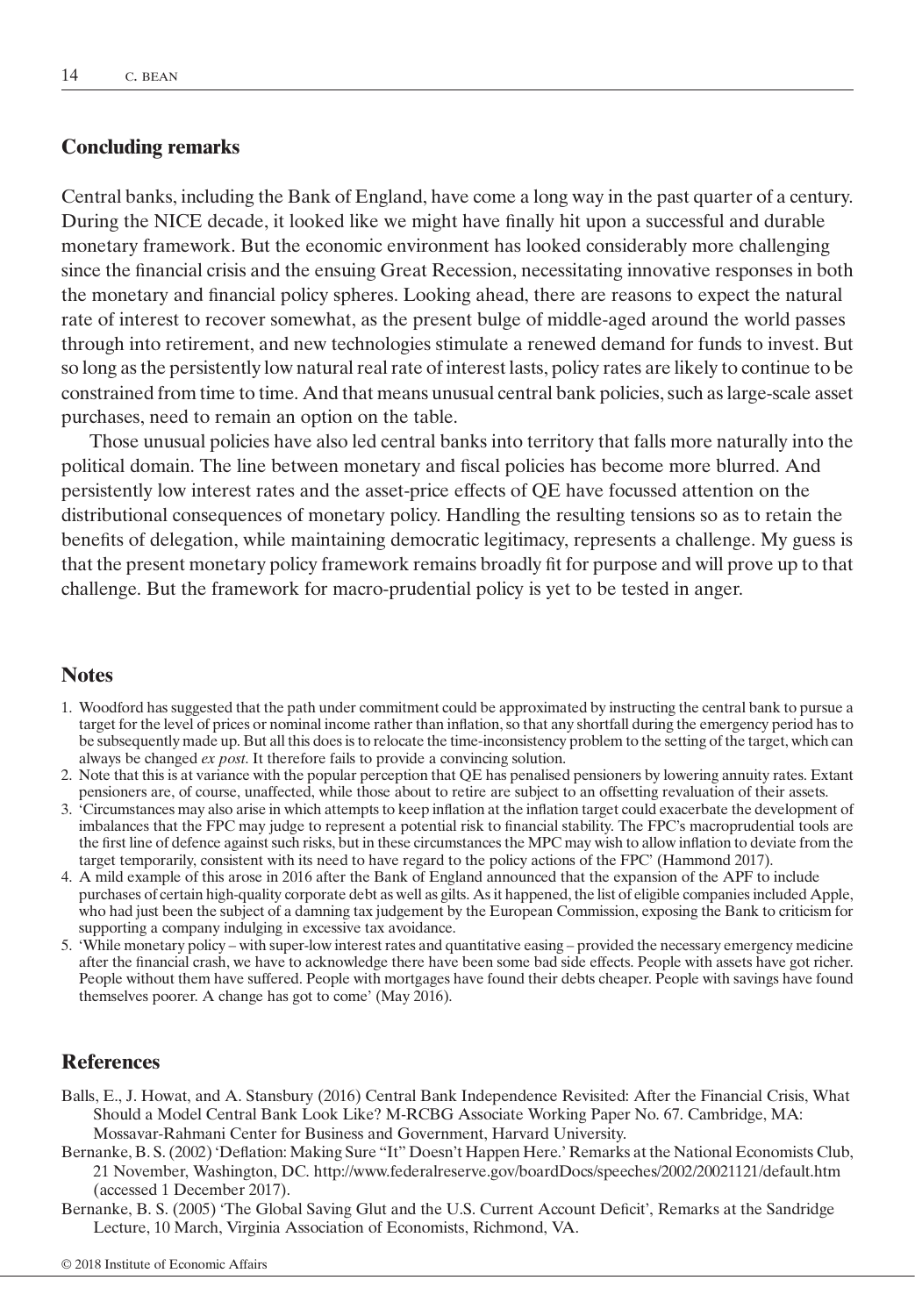## Concluding remarks

Central banks, including the Bank of England, have come a long way in the past quarter of a century. During the NICE decade, it looked like we might have finally hit upon a successful and durable monetary framework. But the economic environment has looked considerably more challenging since the financial crisis and the ensuing Great Recession, necessitating innovative responses in both the monetary and financial policy spheres. Looking ahead, there are reasons to expect the natural rate of interest to recover somewhat, as the present bulge of middle-aged around the world passes through into retirement, and new technologies stimulate a renewed demand for funds to invest. But so long as the persistently low natural real rate of interest lasts, policy rates are likely to continue to be constrained from time to time. And that means unusual central bank policies, such as large-scale asset purchases, need to remain an option on the table.

Those unusual policies have also led central banks into territory that falls more naturally into the political domain. The line between monetary and fiscal policies has become more blurred. And persistently low interest rates and the asset-price effects of QE have focussed attention on the distributional consequences of monetary policy. Handling the resulting tensions so as to retain the benefits of delegation, while maintaining democratic legitimacy, represents a challenge. My guess is that the present monetary policy framework remains broadly fit for purpose and will prove up to that challenge. But the framework for macro-prudential policy is yet to be tested in anger.

## Notes

1. Woodford has suggested that the path under commitment could be approximated by instructing the central bank to pursue a target for the level of prices or nominal income rather than inflation, so that any shortfall during the emergency period has to be subsequently made up. But all this does is to relocate the time-inconsistency problem to the setting of the target, which can always be changed *ex post*. It therefore fails to provide a convincing solution.
2. Note that this is at variance with the popular perception that QE has penalised pensioners by lowering annuity rates. Extant pensioners are, of course, unaffected, while those about to retire are subject to an offsetting revaluation of their assets.
3. 'Circumstances may also arise in which attempts to keep inflation at the inflation target could exacerbate the development of imbalances that the FPC may judge to represent a potential risk to financial stability. The FPC's macroprudential tools are the first line of defence against such risks, but in these circumstances the MPC may wish to allow inflation to deviate from the target temporarily, consistent with its need to have regard to the policy actions of the FPC' (Hammond 2017).
4. A mild example of this arose in 2016 after the Bank of England announced that the expansion of the APF to include purchases of certain high-quality corporate debt as well as gilts. As it happened, the list of eligible companies included Apple, who had just been the subject of a damning tax judgement by the European Commission, exposing the Bank to criticism for supporting a company indulging in excessive tax avoidance.
5. 'While monetary policy – with super-low interest rates and quantitative easing – provided the necessary emergency medicine after the financial crash, we have to acknowledge there have been some bad side effects. People with assets have got richer. People without them have suffered. People with mortgages have found their debts cheaper. People with savings have found themselves poorer. A change has got to come' (May 2016).

## References

Balls, E., J. Howat, and A. Stansbury (2016) Central Bank Independence Revisited: After the Financial Crisis, What Should a Model Central Bank Look Like? M-RCBG Associate Working Paper No. 67. Cambridge, MA: Mossavar-Rahmani Center for Business and Government, Harvard University.

Bernanke, B. S. (2002) 'Deflation: Making Sure "It" Doesn't Happen Here.' Remarks at the National Economists Club, 21 November, Washington, DC. http://www.federalreserve.gov/boardDocs/speeches/2002/20021121/default.htm (accessed 1 December 2017).

Bernanke, B. S. (2005) 'The Global Saving Glut and the U.S. Current Account Deficit', Remarks at the Sandridge Lecture, 10 March, Virginia Association of Economists, Richmond, VA.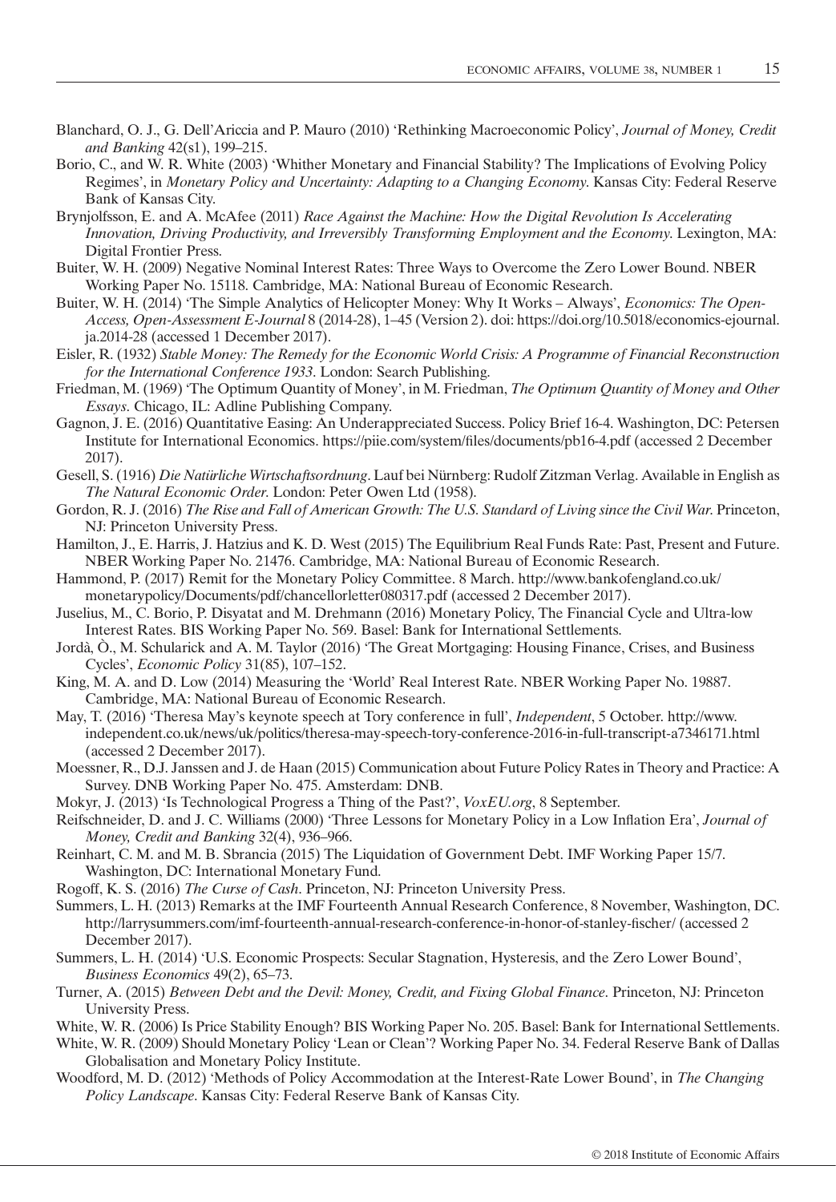Blanchard, O. J., G. Dell'Ariccia and P. Mauro (2010) 'Rethinking Macroeconomic Policy', *Journal of Money, Credit and Banking* 42(s1), 199–215.

Borio, C., and W. R. White (2003) 'Whither Monetary and Financial Stability? The Implications of Evolving Policy Regimes', in *Monetary Policy and Uncertainty: Adapting to a Changing Economy*. Kansas City: Federal Reserve Bank of Kansas City.

Brynjolfsson, E. and A. McAfee (2011) *Race Against the Machine: How the Digital Revolution Is Accelerating Innovation, Driving Productivity, and Irreversibly Transforming Employment and the Economy*. Lexington, MA: Digital Frontier Press.

Buiter, W. H. (2009) Negative Nominal Interest Rates: Three Ways to Overcome the Zero Lower Bound. NBER Working Paper No. 15118. Cambridge, MA: National Bureau of Economic Research.

Buiter, W. H. (2014) 'The Simple Analytics of Helicopter Money: Why It Works – Always', *Economics: The Open-Access, Open-Assessment E-Journal* 8 (2014-28), 1–45 (Version 2). doi: https://doi.org/10.5018/economics-ejournal.ja.2014-28 (accessed 1 December 2017).

Eisler, R. (1932) *Stable Money: The Remedy for the Economic World Crisis: A Programme of Financial Reconstruction for the International Conference 1933*. London: Search Publishing.

Friedman, M. (1969) 'The Optimum Quantity of Money', in M. Friedman, *The Optimum Quantity of Money and Other Essays*. Chicago, IL: Adline Publishing Company.

Gagnon, J. E. (2016) Quantitative Easing: An Underappreciated Success. Policy Brief 16-4. Washington, DC: Petersen Institute for International Economics. https://piie.com/system/files/documents/pb16-4.pdf (accessed 2 December 2017).

Gesell, S. (1916) *Die Natürliche Wirtschaftsordnung*. Lauf bei Nürnberg: Rudolf Zitzman Verlag. Available in English as *The Natural Economic Order*. London: Peter Owen Ltd (1958).

Gordon, R. J. (2016) *The Rise and Fall of American Growth: The U.S. Standard of Living since the Civil War*. Princeton, NJ: Princeton University Press.

Hamilton, J., E. Harris, J. Hatzius and K. D. West (2015) The Equilibrium Real Funds Rate: Past, Present and Future. NBER Working Paper No. 21476. Cambridge, MA: National Bureau of Economic Research.

Hammond, P. (2017) Remit for the Monetary Policy Committee. 8 March. http://www.bankofengland.co.uk/monetarypolicy/Documents/pdf/chancellorletter080317.pdf (accessed 2 December 2017).

Juselius, M., C. Borio, P. Disyatat and M. Drehmann (2016) Monetary Policy, The Financial Cycle and Ultra-low Interest Rates. BIS Working Paper No. 569. Basel: Bank for International Settlements.

Jordà, Ò., M. Schularick and A. M. Taylor (2016) 'The Great Mortgaging: Housing Finance, Crises, and Business Cycles', *Economic Policy* 31(85), 107–152.

King, M. A. and D. Low (2014) Measuring the 'World' Real Interest Rate. NBER Working Paper No. 19887. Cambridge, MA: National Bureau of Economic Research.

May, T. (2016) 'Theresa May's keynote speech at Tory conference in full', *Independent*, 5 October. http://www.independent.co.uk/news/uk/politics/theresa-may-speech-tory-conference-2016-in-full-transcript-a7346171.html (accessed 2 December 2017).

Moessner, R., D.J. Janssen and J. de Haan (2015) Communication about Future Policy Rates in Theory and Practice: A Survey. DNB Working Paper No. 475. Amsterdam: DNB.

Mokyr, J. (2013) 'Is Technological Progress a Thing of the Past?', *VoxEU.org*, 8 September.

Reifschneider, D. and J. C. Williams (2000) 'Three Lessons for Monetary Policy in a Low Inflation Era', *Journal of Money, Credit and Banking* 32(4), 936–966.

Reinhart, C. M. and M. B. Sbrancia (2015) The Liquidation of Government Debt. IMF Working Paper 15/7. Washington, DC: International Monetary Fund.

Rogoff, K. S. (2016) *The Curse of Cash*. Princeton, NJ: Princeton University Press.

Summers, L. H. (2013) Remarks at the IMF Fourteenth Annual Research Conference, 8 November, Washington, DC. http://larrysummers.com/imf-fourteenth-annual-research-conference-in-honor-of-stanley-fischer/ (accessed 2 December 2017).

Summers, L. H. (2014) 'U.S. Economic Prospects: Secular Stagnation, Hysteresis, and the Zero Lower Bound', *Business Economics* 49(2), 65–73.

Turner, A. (2015) *Between Debt and the Devil: Money, Credit, and Fixing Global Finance*. Princeton, NJ: Princeton University Press.

White, W. R. (2006) Is Price Stability Enough? BIS Working Paper No. 205. Basel: Bank for International Settlements.

White, W. R. (2009) Should Monetary Policy 'Lean or Clean'? Working Paper No. 34. Federal Reserve Bank of Dallas Globalisation and Monetary Policy Institute.

Woodford, M. D. (2012) 'Methods of Policy Accommodation at the Interest-Rate Lower Bound', in *The Changing Policy Landscape*. Kansas City: Federal Reserve Bank of Kansas City.